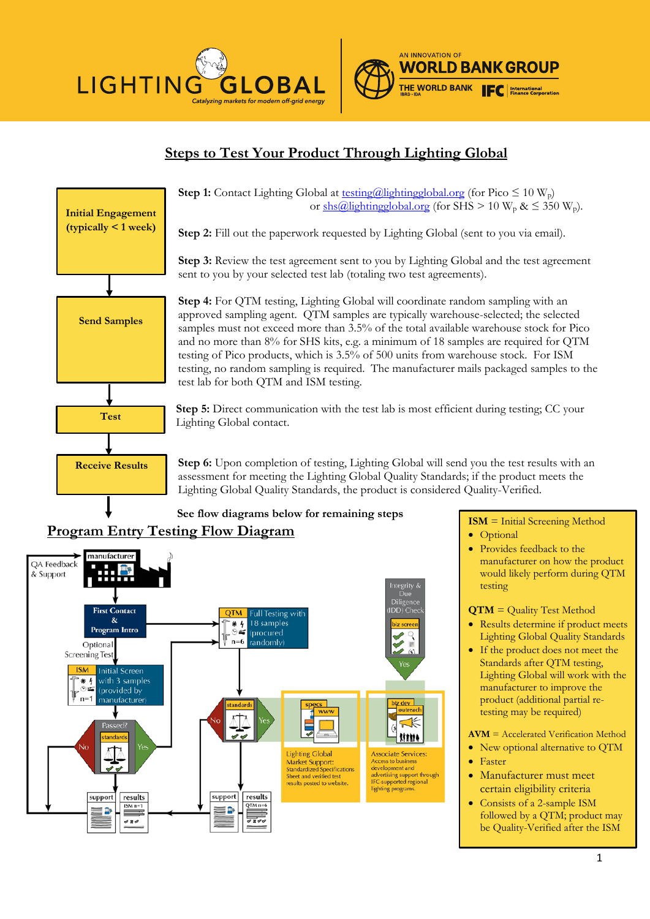LIGHTING GLOBAL
*Catalyzing markets for modern off-grid energy*

AN INNOVATION OF WORLD BANK GROUP
THE WORLD BANK IBRD · IDA | IFC International Finance Corporation

## Steps to Test Your Product Through Lighting Global

**Initial Engagement (typically < 1 week)**

**Step 1:** Contact Lighting Global at testing@lightingglobal.org (for Pico ≤ 10 $W_p$) or shs@lightingglobal.org (for SHS > 10 $W_p$ & ≤ 350 $W_p$).

**Step 2:** Fill out the paperwork requested by Lighting Global (sent to you via email).

**Step 3:** Review the test agreement sent to you by Lighting Global and the test agreement sent to you by your selected test lab (totaling two test agreements).

**Send Samples**

**Step 4:** For QTM testing, Lighting Global will coordinate random sampling with an approved sampling agent. QTM samples are typically warehouse-selected; the selected samples must not exceed more than 3.5% of the total available warehouse stock for Pico and no more than 8% for SHS kits, e.g. a minimum of 18 samples are required for QTM testing of Pico products, which is 3.5% of 500 units from warehouse stock. For ISM testing, no random sampling is required. The manufacturer mails packaged samples to the test lab for both QTM and ISM testing.

**Test**

**Step 5:** Direct communication with the test lab is most efficient during testing; CC your Lighting Global contact.

**Receive Results**

**Step 6:** Upon completion of testing, Lighting Global will send you the test results with an assessment for meeting the Lighting Global Quality Standards; if the product meets the Lighting Global Quality Standards, the product is considered Quality-Verified.

**See flow diagrams below for remaining steps**

## Program Entry Testing Flow Diagram

manufacturer

QA Feedback & Support

First Contact & Program Intro

Optional Screening Test

ISM — Initial Screen with 3 samples (provided by manufacturer), n=1

Passed? — standards — No / Yes

support | results (ISM n=1)

QTM — Full Testing with 18 samples (procured randomly), n=6

standards — No / Yes

support | results (QTM n=6)

Integrity & Due Diligence (IDD) Check — biz screen — Yes

specs — www — Lighting Global Market Support: Standardized Specifications Sheet and verified test results posted to website.

biz dev — outreach — Associate Services: Access to business development and advertising support through IFC-supported regional lighting programs.

**ISM** = Initial Screening Method
- Optional
- Provides feedback to the manufacturer on how the product would likely perform during QTM testing

**QTM** = Quality Test Method
- Results determine if product meets Lighting Global Quality Standards
- If the product does not meet the Standards after QTM testing, Lighting Global will work with the manufacturer to improve the product (additional partial re-testing may be required)

**AVM** = Accelerated Verification Method
- New optional alternative to QTM
- Faster
- Manufacturer must meet certain eligibility criteria
- Consists of a 2-sample ISM followed by a QTM; product may be Quality-Verified after the ISM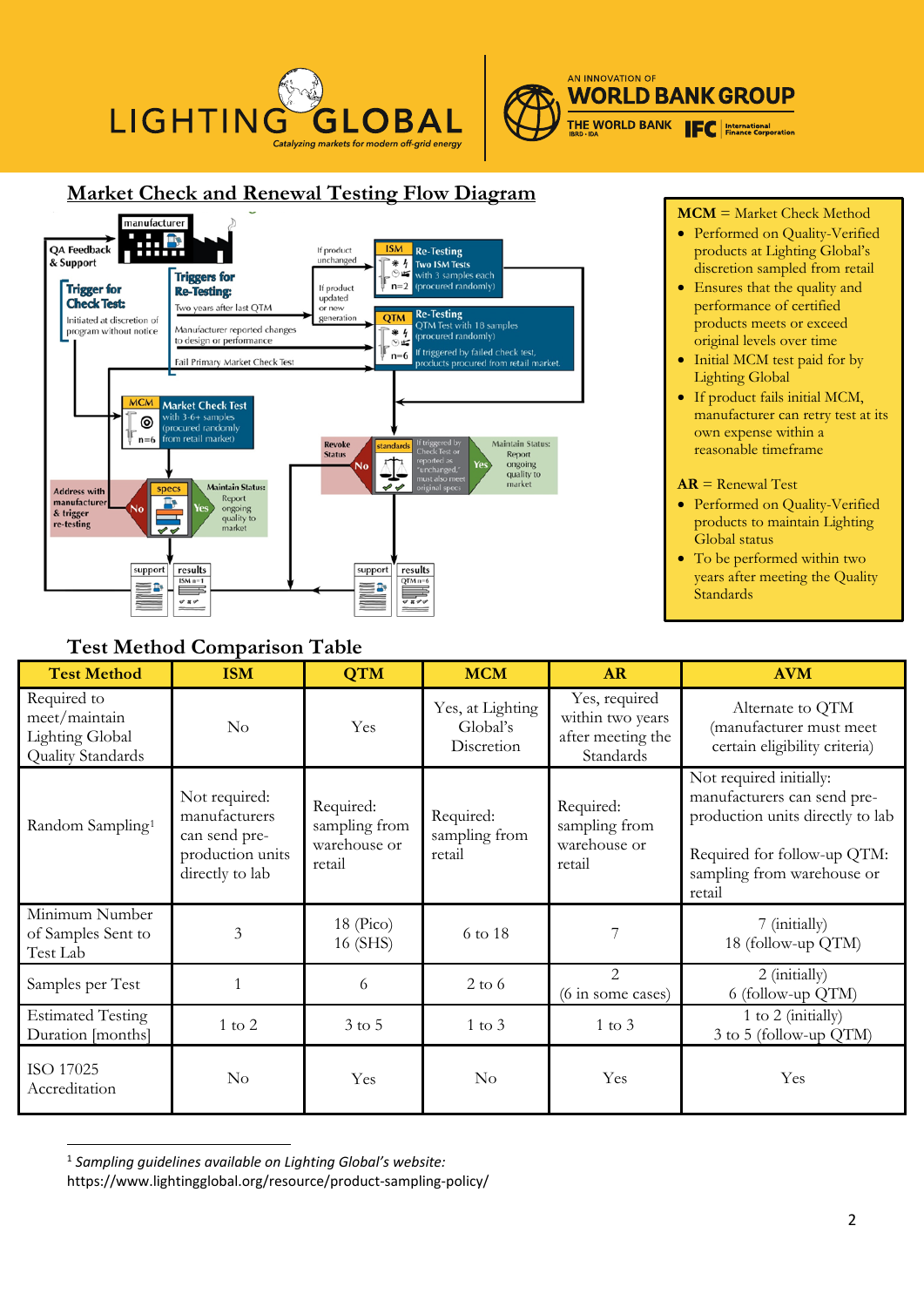LIGHTING GLOBAL

*Catalyzing markets for modern off-grid energy*

AN INNOVATION OF WORLD BANK GROUP

THE WORLD BANK IBRD · IDA | IFC International Finance Corporation

## Market Check and Renewal Testing Flow Diagram

manufacturer

QA Feedback & Support

Trigger for Check Test:

Initiated at discretion of program without notice

Triggers for Re-Testing:

Two years after last QTM

Manufacturer reported changes to design or performance

Fail Primary Market Check Test

If product unchanged

If product updated or new generation

ISM Re-Testing
Two ISM Tests with 3 samples each (procured randomly)
n=2

QTM Re-Testing
QTM Test with 18 samples (procured randomly)
If triggered by failed check test, products procured from retail market.
n=6

MCM Market Check Test
with 3-6+ samples (procured randomly from retail market)
n=6

Address with manufacturer & trigger re-testing

specs

No

Yes

Maintain Status: Report ongoing quality to market

support

results
ISM n=1

Revoke Status

standards

No

If triggered by Check Test or reported as "unchanged," must also meet original specs

Yes

Maintain Status: Report ongoing quality to market

support

results
QTM n=6

**MCM** = Market Check Method

- Performed on Quality-Verified products at Lighting Global's discretion sampled from retail
- Ensures that the quality and performance of certified products meets or exceed original levels over time
- Initial MCM test paid for by Lighting Global
- If product fails initial MCM, manufacturer can retry test at its own expense within a reasonable timeframe

**AR** = Renewal Test

- Performed on Quality-Verified products to maintain Lighting Global status
- To be performed within two years after meeting the Quality Standards

## Test Method Comparison Table

| Test Method | ISM | QTM | MCM | AR | AVM |
|---|---|---|---|---|---|
| Required to meet/maintain Lighting Global Quality Standards | No | Yes | Yes, at Lighting Global's Discretion | Yes, required within two years after meeting the Standards | Alternate to QTM (manufacturer must meet certain eligibility criteria) |
| Random Sampling[1] | Not required: manufacturers can send pre-production units directly to lab | Required: sampling from warehouse or retail | Required: sampling from retail | Required: sampling from warehouse or retail | Not required initially: manufacturers can send pre-production units directly to lab<br><br>Required for follow-up QTM: sampling from warehouse or retail |
| Minimum Number of Samples Sent to Test Lab | 3 | 18 (Pico)<br>16 (SHS) | 6 to 18 | 7 | 7 (initially)<br>18 (follow-up QTM) |
| Samples per Test | 1 | 6 | 2 to 6 | 2<br>(6 in some cases) | 2 (initially)<br>6 (follow-up QTM) |
| Estimated Testing Duration [months] | 1 to 2 | 3 to 5 | 1 to 3 | 1 to 3 | 1 to 2 (initially)<br>3 to 5 (follow-up QTM) |
| ISO 17025 Accreditation | No | Yes | No | Yes | Yes |

[1] *Sampling guidelines available on Lighting Global's website:* https://www.lightingglobal.org/resource/product-sampling-policy/